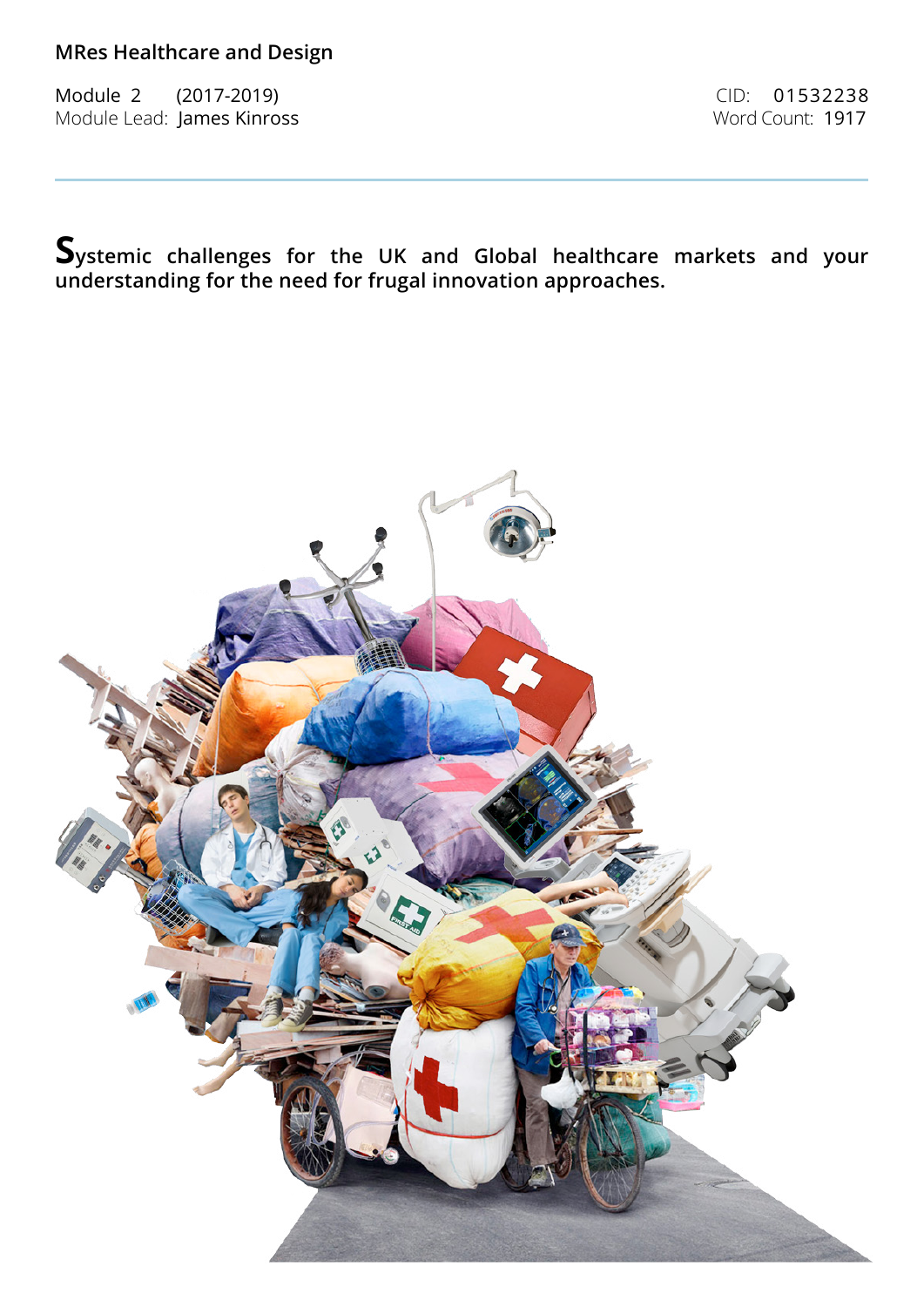**MRes Healthcare and Design**

Module 2 (2017-2019)
Module Lead: James Kinross

CID: 01532238
Word Count: 1917

# Systemic challenges for the UK and Global healthcare markets and your understanding for the need for frugal innovation approaches.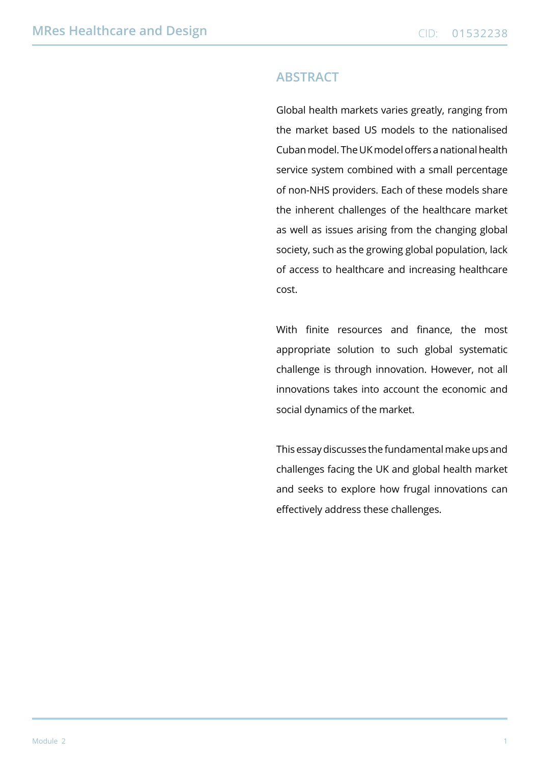## ABSTRACT

Global health markets varies greatly, ranging from the market based US models to the nationalised Cuban model. The UK model offers a national health service system combined with a small percentage of non-NHS providers. Each of these models share the inherent challenges of the healthcare market as well as issues arising from the changing global society, such as the growing global population, lack of access to healthcare and increasing healthcare cost.

With finite resources and finance, the most appropriate solution to such global systematic challenge is through innovation. However, not all innovations takes into account the economic and social dynamics of the market.

This essay discusses the fundamental make ups and challenges facing the UK and global health market and seeks to explore how frugal innovations can effectively address these challenges.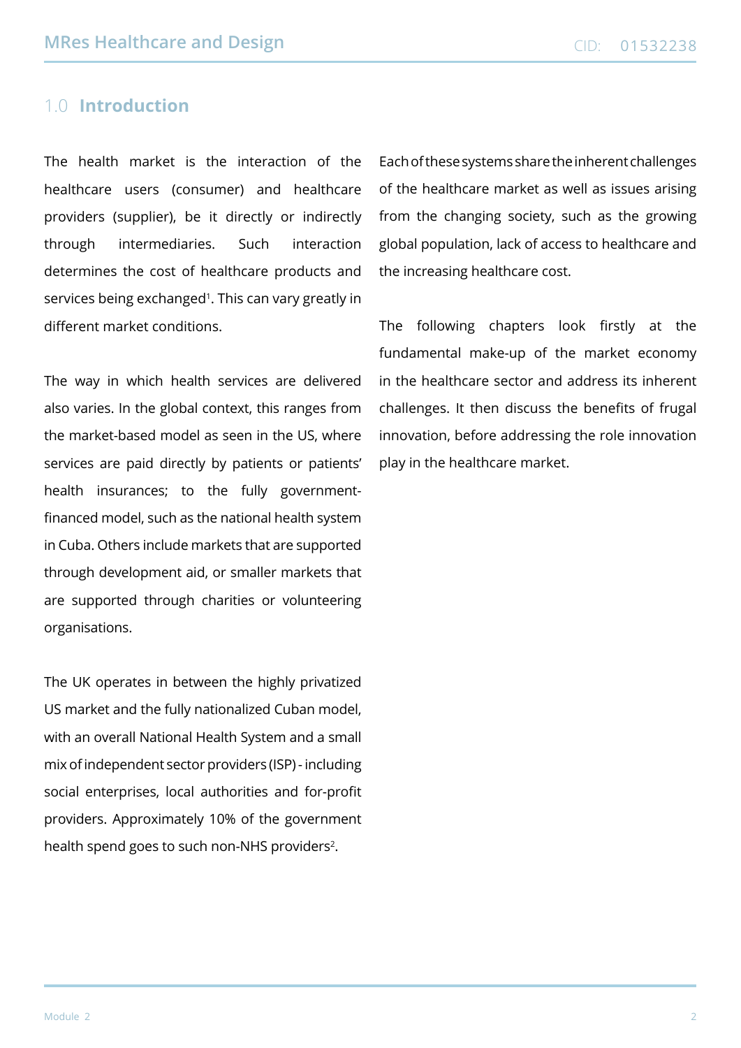# 1.0 Introduction

The health market is the interaction of the healthcare users (consumer) and healthcare providers (supplier), be it directly or indirectly through intermediaries. Such interaction determines the cost of healthcare products and services being exchanged[1]. This can vary greatly in different market conditions.

The way in which health services are delivered also varies. In the global context, this ranges from the market-based model as seen in the US, where services are paid directly by patients or patients' health insurances; to the fully government-financed model, such as the national health system in Cuba. Others include markets that are supported through development aid, or smaller markets that are supported through charities or volunteering organisations.

The UK operates in between the highly privatized US market and the fully nationalized Cuban model, with an overall National Health System and a small mix of independent sector providers (ISP) - including social enterprises, local authorities and for-profit providers. Approximately 10% of the government health spend goes to such non-NHS providers[2].

Each of these systems share the inherent challenges of the healthcare market as well as issues arising from the changing society, such as the growing global population, lack of access to healthcare and the increasing healthcare cost.

The following chapters look firstly at the fundamental make-up of the market economy in the healthcare sector and address its inherent challenges. It then discuss the benefits of frugal innovation, before addressing the role innovation play in the healthcare market.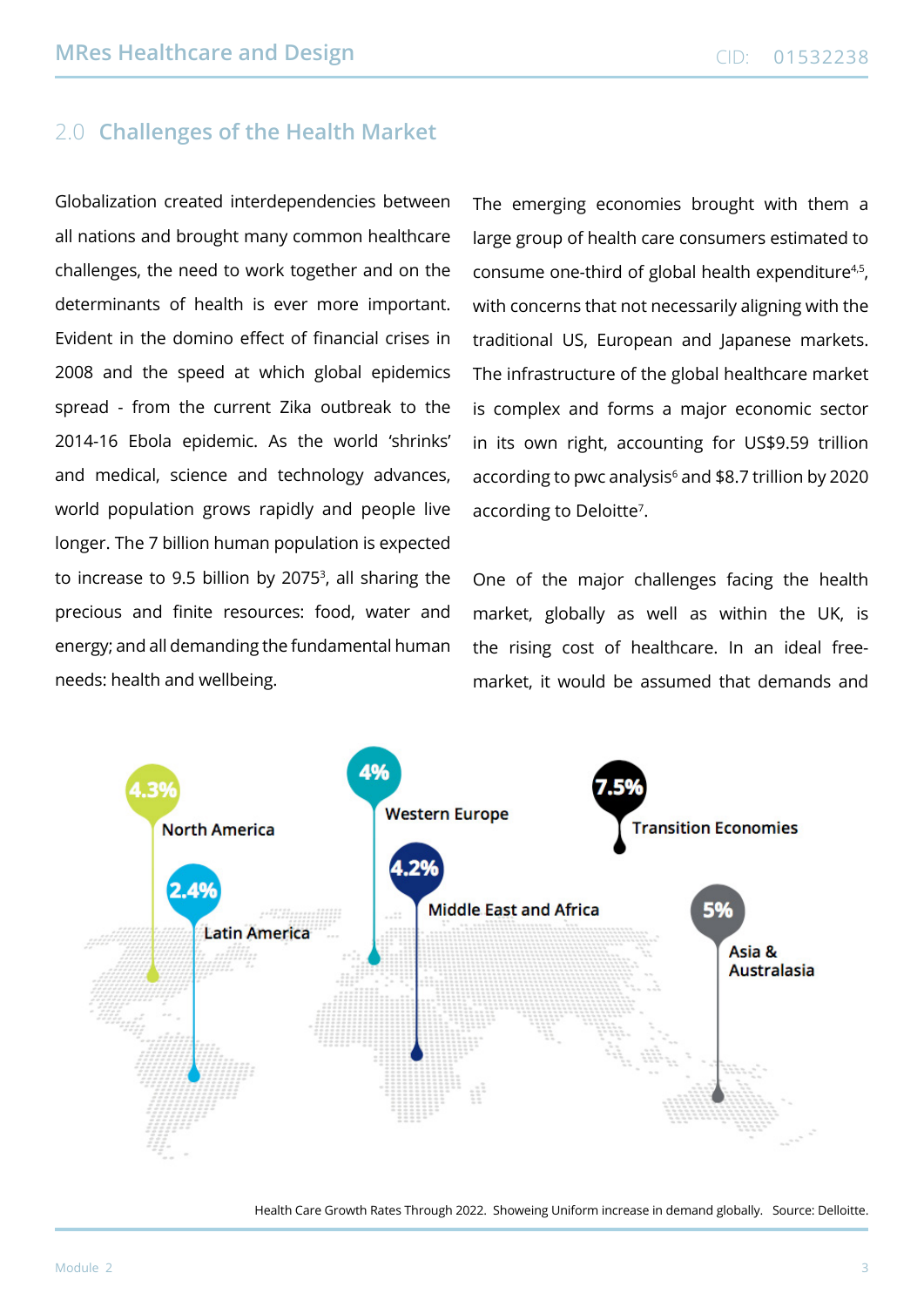## 2.0 Challenges of the Health Market

Globalization created interdependencies between all nations and brought many common healthcare challenges, the need to work together and on the determinants of health is ever more important. Evident in the domino effect of financial crises in 2008 and the speed at which global epidemics spread - from the current Zika outbreak to the 2014-16 Ebola epidemic. As the world 'shrinks' and medical, science and technology advances, world population grows rapidly and people live longer. The 7 billion human population is expected to increase to 9.5 billion by 2075[3], all sharing the precious and finite resources: food, water and energy; and all demanding the fundamental human needs: health and wellbeing.

The emerging economies brought with them a large group of health care consumers estimated to consume one-third of global health expenditure[4,5], with concerns that not necessarily aligning with the traditional US, European and Japanese markets. The infrastructure of the global healthcare market is complex and forms a major economic sector in its own right, accounting for US$9.59 trillion according to pwc analysis[6] and $8.7 trillion by 2020 according to Deloitte[7].

One of the major challenges facing the health market, globally as well as within the UK, is the rising cost of healthcare. In an ideal free-market, it would be assumed that demands and

| Region | Growth Rate |
|---|---|
| North America | 4.3% |
| Latin America | 2.4% |
| Western Europe | 4% |
| Middle East and Africa | 4.2% |
| Transition Economies | 7.5% |
| Asia & Australasia | 5% |

Health Care Growth Rates Through 2022. Showeing Uniform increase in demand globally. Source: Delloitte.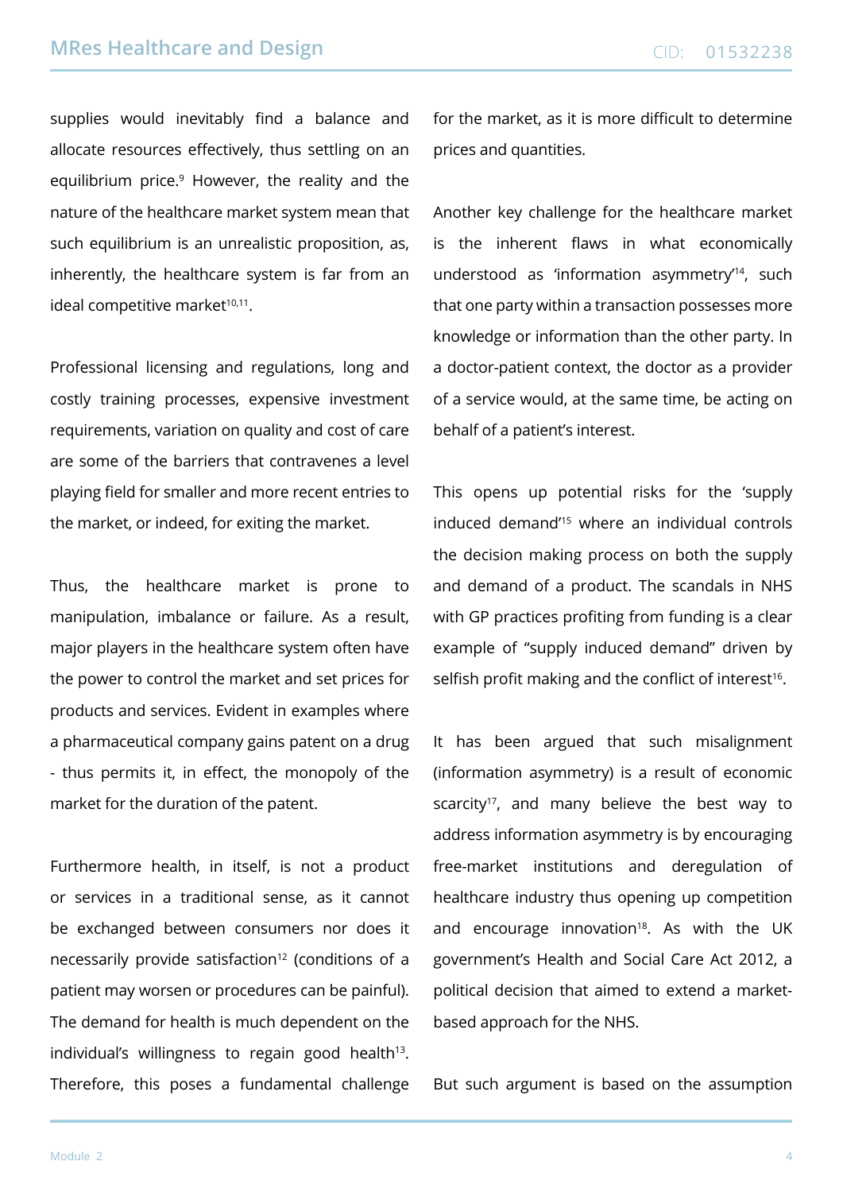supplies would inevitably find a balance and allocate resources effectively, thus settling on an equilibrium price.[9] However, the reality and the nature of the healthcare market system mean that such equilibrium is an unrealistic proposition, as, inherently, the healthcare system is far from an ideal competitive market[10,11].

Professional licensing and regulations, long and costly training processes, expensive investment requirements, variation on quality and cost of care are some of the barriers that contravenes a level playing field for smaller and more recent entries to the market, or indeed, for exiting the market.

Thus, the healthcare market is prone to manipulation, imbalance or failure. As a result, major players in the healthcare system often have the power to control the market and set prices for products and services. Evident in examples where a pharmaceutical company gains patent on a drug - thus permits it, in effect, the monopoly of the market for the duration of the patent.

Furthermore health, in itself, is not a product or services in a traditional sense, as it cannot be exchanged between consumers nor does it necessarily provide satisfaction[12] (conditions of a patient may worsen or procedures can be painful). The demand for health is much dependent on the individual's willingness to regain good health[13]. Therefore, this poses a fundamental challenge for the market, as it is more difficult to determine prices and quantities.

Another key challenge for the healthcare market is the inherent flaws in what economically understood as 'information asymmetry'[14], such that one party within a transaction possesses more knowledge or information than the other party. In a doctor-patient context, the doctor as a provider of a service would, at the same time, be acting on behalf of a patient's interest.

This opens up potential risks for the 'supply induced demand'[15] where an individual controls the decision making process on both the supply and demand of a product. The scandals in NHS with GP practices profiting from funding is a clear example of "supply induced demand" driven by selfish profit making and the conflict of interest[16].

It has been argued that such misalignment (information asymmetry) is a result of economic scarcity[17], and many believe the best way to address information asymmetry is by encouraging free-market institutions and deregulation of healthcare industry thus opening up competition and encourage innovation[18]. As with the UK government's Health and Social Care Act 2012, a political decision that aimed to extend a market-based approach for the NHS.

But such argument is based on the assumption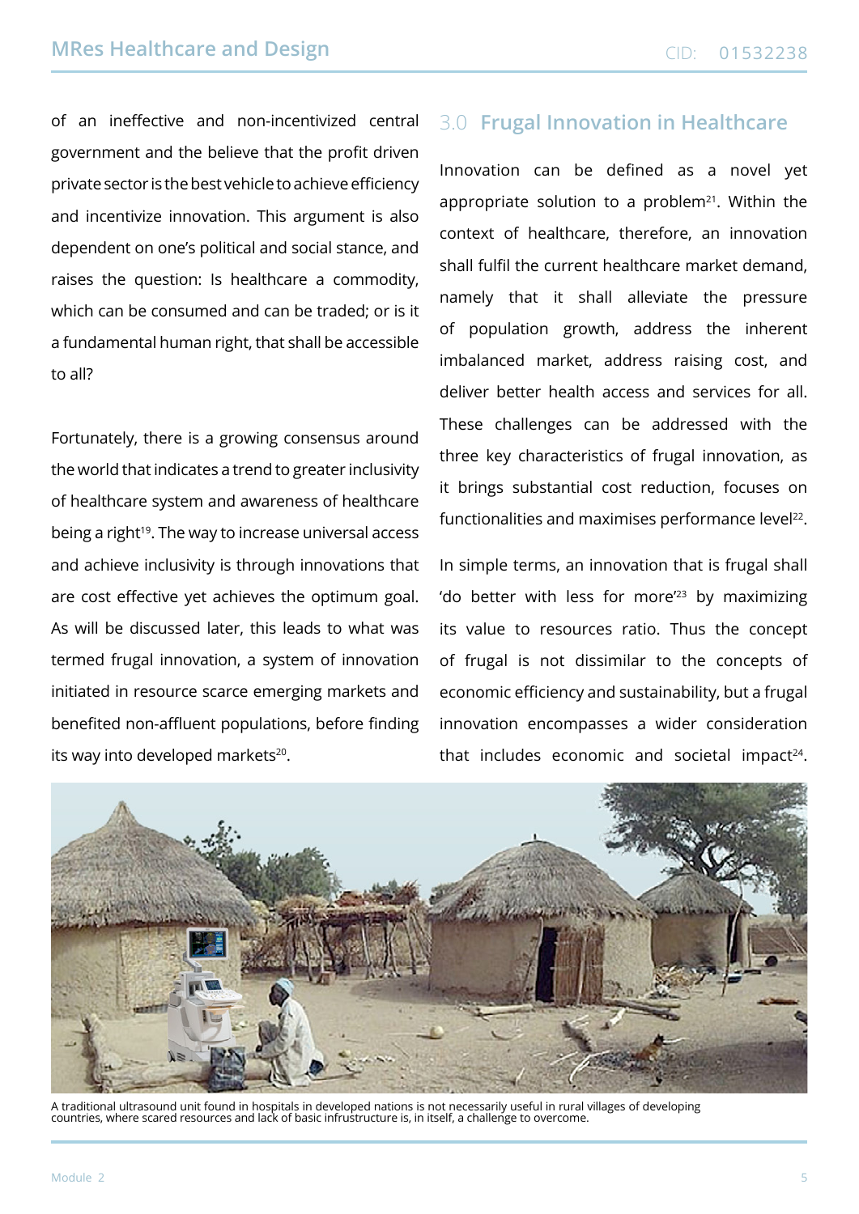of an ineffective and non-incentivized central government and the believe that the profit driven private sector is the best vehicle to achieve efficiency and incentivize innovation. This argument is also dependent on one's political and social stance, and raises the question: Is healthcare a commodity, which can be consumed and can be traded; or is it a fundamental human right, that shall be accessible to all?

Fortunately, there is a growing consensus around the world that indicates a trend to greater inclusivity of healthcare system and awareness of healthcare being a right[19]. The way to increase universal access and achieve inclusivity is through innovations that are cost effective yet achieves the optimum goal. As will be discussed later, this leads to what was termed frugal innovation, a system of innovation initiated in resource scarce emerging markets and benefited non-affluent populations, before finding its way into developed markets[20].

## 3.0 Frugal Innovation in Healthcare

Innovation can be defined as a novel yet appropriate solution to a problem[21]. Within the context of healthcare, therefore, an innovation shall fulfil the current healthcare market demand, namely that it shall alleviate the pressure of population growth, address the inherent imbalanced market, address raising cost, and deliver better health access and services for all. These challenges can be addressed with the three key characteristics of frugal innovation, as it brings substantial cost reduction, focuses on functionalities and maximises performance level[22].

In simple terms, an innovation that is frugal shall 'do better with less for more'[23] by maximizing its value to resources ratio. Thus the concept of frugal is not dissimilar to the concepts of economic efficiency and sustainability, but a frugal innovation encompasses a wider consideration that includes economic and societal impact[24].

A traditional ultrasound unit found in hospitals in developed nations is not necessarily useful in rural villages of developing countries, where scared resources and lack of basic infrustructure is, in itself, a challenge to overcome.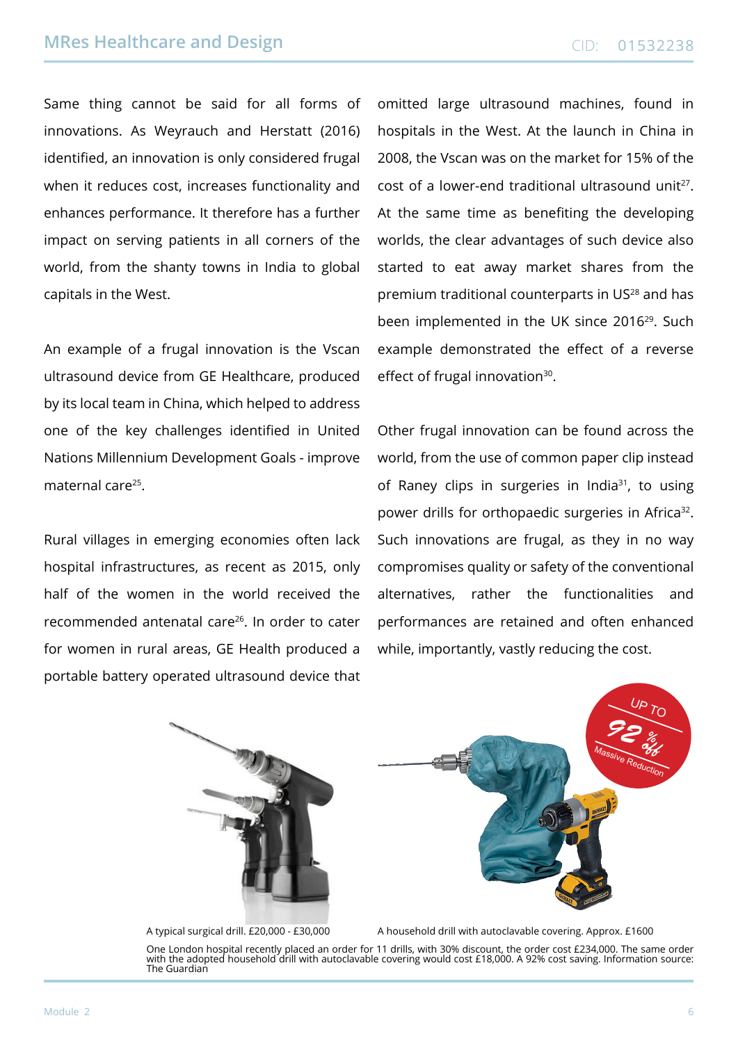Same thing cannot be said for all forms of innovations. As Weyrauch and Herstatt (2016) identified, an innovation is only considered frugal when it reduces cost, increases functionality and enhances performance. It therefore has a further impact on serving patients in all corners of the world, from the shanty towns in India to global capitals in the West.

An example of a frugal innovation is the Vscan ultrasound device from GE Healthcare, produced by its local team in China, which helped to address one of the key challenges identified in United Nations Millennium Development Goals - improve maternal care[25].

Rural villages in emerging economies often lack hospital infrastructures, as recent as 2015, only half of the women in the world received the recommended antenatal care[26]. In order to cater for women in rural areas, GE Health produced a portable battery operated ultrasound device that omitted large ultrasound machines, found in hospitals in the West. At the launch in China in 2008, the Vscan was on the market for 15% of the cost of a lower-end traditional ultrasound unit[27]. At the same time as benefiting the developing worlds, the clear advantages of such device also started to eat away market shares from the premium traditional counterparts in US[28] and has been implemented in the UK since 2016[29]. Such example demonstrated the effect of a reverse effect of frugal innovation[30].

Other frugal innovation can be found across the world, from the use of common paper clip instead of Raney clips in surgeries in India[31], to using power drills for orthopaedic surgeries in Africa[32]. Such innovations are frugal, as they in no way compromises quality or safety of the conventional alternatives, rather the functionalities and performances are retained and often enhanced while, importantly, vastly reducing the cost.

A typical surgical drill. £20,000 - £30,000

A household drill with autoclavable covering. Approx. £1600

One London hospital recently placed an order for 11 drills, with 30% discount, the order cost £234,000. The same order with the adopted household drill with autoclavable covering would cost £18,000. A 92% cost saving. Information source: The Guardian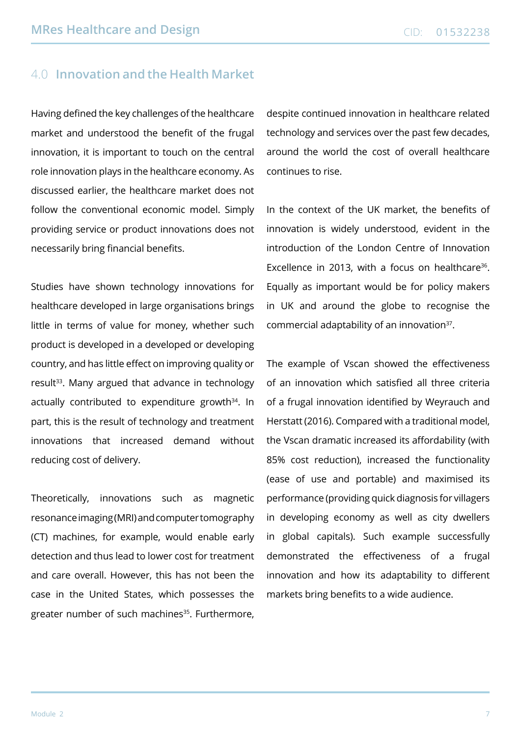## 4.0 Innovation and the Health Market

Having defined the key challenges of the healthcare market and understood the benefit of the frugal innovation, it is important to touch on the central role innovation plays in the healthcare economy. As discussed earlier, the healthcare market does not follow the conventional economic model. Simply providing service or product innovations does not necessarily bring financial benefits.

Studies have shown technology innovations for healthcare developed in large organisations brings little in terms of value for money, whether such product is developed in a developed or developing country, and has little effect on improving quality or result[33]. Many argued that advance in technology actually contributed to expenditure growth[34]. In part, this is the result of technology and treatment innovations that increased demand without reducing cost of delivery.

Theoretically, innovations such as magnetic resonance imaging (MRI) and computer tomography (CT) machines, for example, would enable early detection and thus lead to lower cost for treatment and care overall. However, this has not been the case in the United States, which possesses the greater number of such machines[35]. Furthermore, despite continued innovation in healthcare related technology and services over the past few decades, around the world the cost of overall healthcare continues to rise.

In the context of the UK market, the benefits of innovation is widely understood, evident in the introduction of the London Centre of Innovation Excellence in 2013, with a focus on healthcare[36]. Equally as important would be for policy makers in UK and around the globe to recognise the commercial adaptability of an innovation[37].

The example of Vscan showed the effectiveness of an innovation which satisfied all three criteria of a frugal innovation identified by Weyrauch and Herstatt (2016). Compared with a traditional model, the Vscan dramatic increased its affordability (with 85% cost reduction), increased the functionality (ease of use and portable) and maximised its performance (providing quick diagnosis for villagers in developing economy as well as city dwellers in global capitals). Such example successfully demonstrated the effectiveness of a frugal innovation and how its adaptability to different markets bring benefits to a wide audience.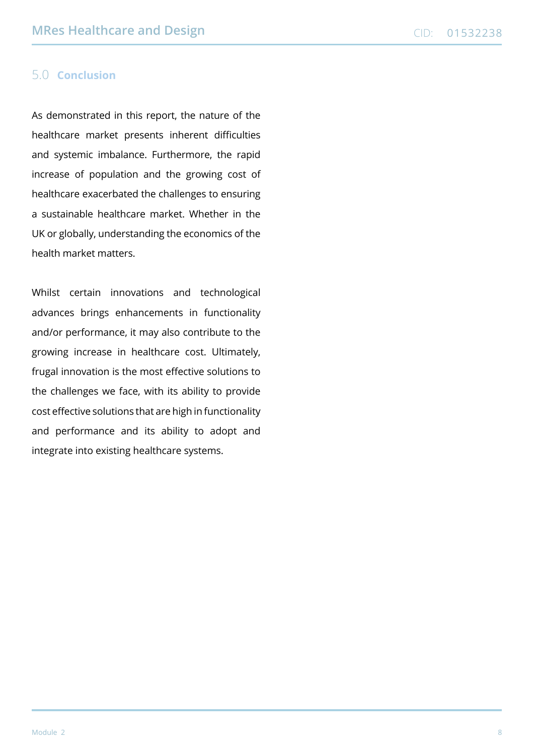## 5.0 Conclusion

As demonstrated in this report, the nature of the healthcare market presents inherent difficulties and systemic imbalance. Furthermore, the rapid increase of population and the growing cost of healthcare exacerbated the challenges to ensuring a sustainable healthcare market. Whether in the UK or globally, understanding the economics of the health market matters.

Whilst certain innovations and technological advances brings enhancements in functionality and/or performance, it may also contribute to the growing increase in healthcare cost. Ultimately, frugal innovation is the most effective solutions to the challenges we face, with its ability to provide cost effective solutions that are high in functionality and performance and its ability to adopt and integrate into existing healthcare systems.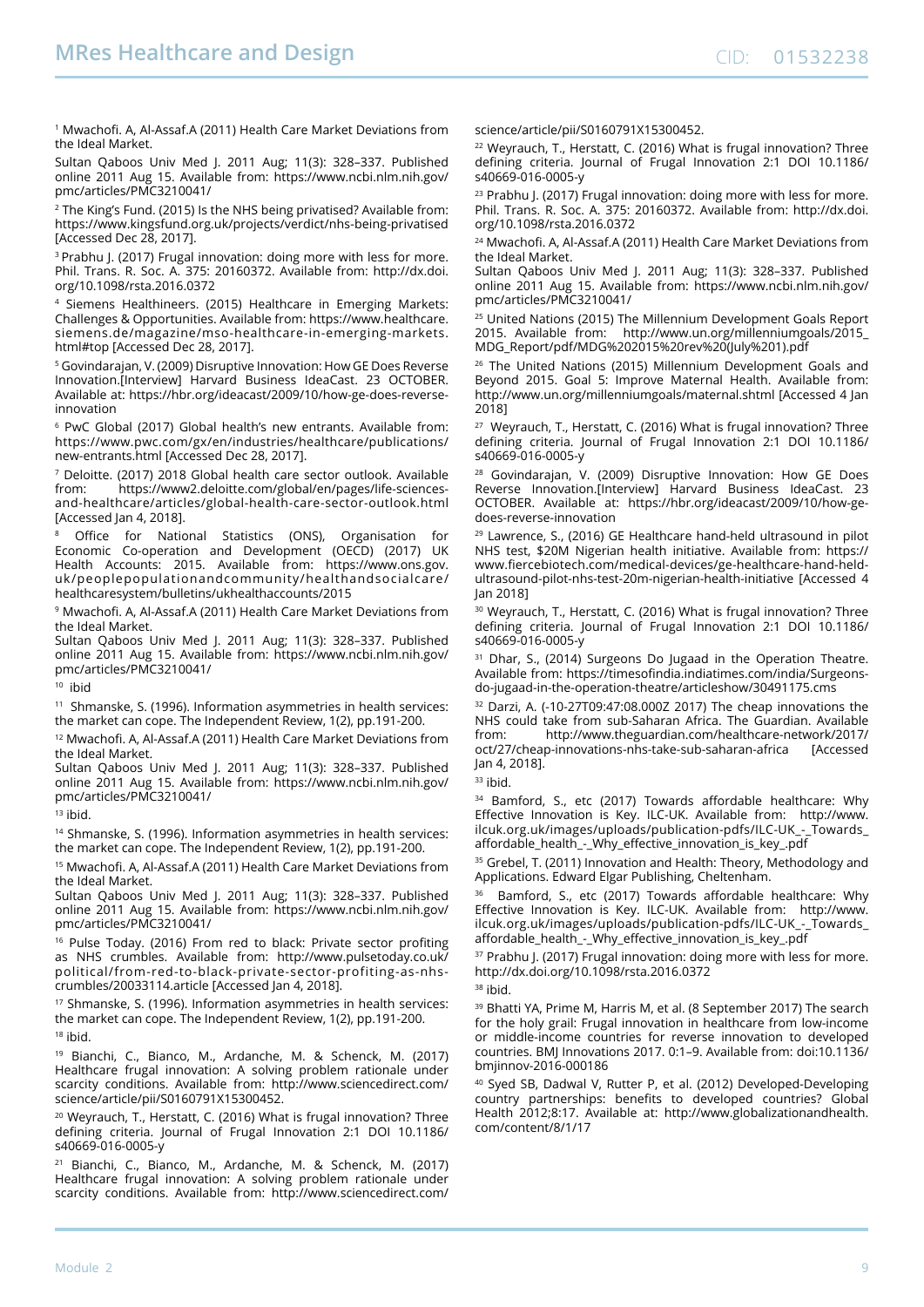[1] Mwachofi. A, Al-Assaf.A (2011) Health Care Market Deviations from the Ideal Market.

Sultan Qaboos Univ Med J. 2011 Aug; 11(3): 328–337. Published online 2011 Aug 15. Available from: https://www.ncbi.nlm.nih.gov/pmc/articles/PMC3210041/

[2] The King's Fund. (2015) Is the NHS being privatised? Available from: https://www.kingsfund.org.uk/projects/verdict/nhs-being-privatised [Accessed Dec 28, 2017].

[3] Prabhu J. (2017) Frugal innovation: doing more with less for more. Phil. Trans. R. Soc. A. 375: 20160372. Available from: http://dx.doi.org/10.1098/rsta.2016.0372

[4] Siemens Healthineers. (2015) Healthcare in Emerging Markets: Challenges & Opportunities. Available from: https://www.healthcare.siemens.de/magazine/mso-healthcare-in-emerging-markets.html#top [Accessed Dec 28, 2017].

[5] Govindarajan, V. (2009) Disruptive Innovation: How GE Does Reverse Innovation.[Interview] Harvard Business IdeaCast. 23 OCTOBER. Available at: https://hbr.org/ideacast/2009/10/how-ge-does-reverse-innovation

[6] PwC Global (2017) Global health's new entrants. Available from: https://www.pwc.com/gx/en/industries/healthcare/publications/new-entrants.html [Accessed Dec 28, 2017].

[7] Deloitte. (2017) 2018 Global health care sector outlook. Available from: https://www2.deloitte.com/global/en/pages/life-sciences-and-healthcare/articles/global-health-care-sector-outlook.html [Accessed Jan 4, 2018].

[8] Office for National Statistics (ONS), Organisation for Economic Co-operation and Development (OECD) (2017) UK Health Accounts: 2015. Available from: https://www.ons.gov.uk/peoplepopulationandcommunity/healthandsocialcare/healthcaresystem/bulletins/ukhealthaccounts/2015

[9] Mwachofi. A, Al-Assaf.A (2011) Health Care Market Deviations from the Ideal Market.

Sultan Qaboos Univ Med J. 2011 Aug; 11(3): 328–337. Published online 2011 Aug 15. Available from: https://www.ncbi.nlm.nih.gov/pmc/articles/PMC3210041/

[10] ibid

[11] Shmanske, S. (1996). Information asymmetries in health services: the market can cope. The Independent Review, 1(2), pp.191-200.

[12] Mwachofi. A, Al-Assaf.A (2011) Health Care Market Deviations from the Ideal Market.

Sultan Qaboos Univ Med J. 2011 Aug; 11(3): 328–337. Published online 2011 Aug 15. Available from: https://www.ncbi.nlm.nih.gov/pmc/articles/PMC3210041/

[13] ibid.

[14] Shmanske, S. (1996). Information asymmetries in health services: the market can cope. The Independent Review, 1(2), pp.191-200.

[15] Mwachofi. A, Al-Assaf.A (2011) Health Care Market Deviations from the Ideal Market.

Sultan Qaboos Univ Med J. 2011 Aug; 11(3): 328–337. Published online 2011 Aug 15. Available from: https://www.ncbi.nlm.nih.gov/pmc/articles/PMC3210041/

[16] Pulse Today. (2016) From red to black: Private sector profiting as NHS crumbles. Available from: http://www.pulsetoday.co.uk/political/from-red-to-black-private-sector-profiting-as-nhs-crumbles/20033114.article [Accessed Jan 4, 2018].

[17] Shmanske, S. (1996). Information asymmetries in health services: the market can cope. The Independent Review, 1(2), pp.191-200.

[18] ibid.

[19] Bianchi, C., Bianco, M., Ardanche, M. & Schenck, M. (2017) Healthcare frugal innovation: A solving problem rationale under scarcity conditions. Available from: http://www.sciencedirect.com/science/article/pii/S0160791X15300452.

[20] Weyrauch, T., Herstatt, C. (2016) What is frugal innovation? Three defining criteria. Journal of Frugal Innovation 2:1 DOI 10.1186/s40669-016-0005-y

[21] Bianchi, C., Bianco, M., Ardanche, M. & Schenck, M. (2017) Healthcare frugal innovation: A solving problem rationale under scarcity conditions. Available from: http://www.sciencedirect.com/science/article/pii/S0160791X15300452.

[22] Weyrauch, T., Herstatt, C. (2016) What is frugal innovation? Three defining criteria. Journal of Frugal Innovation 2:1 DOI 10.1186/s40669-016-0005-y

[23] Prabhu J. (2017) Frugal innovation: doing more with less for more. Phil. Trans. R. Soc. A. 375: 20160372. Available from: http://dx.doi.org/10.1098/rsta.2016.0372

[24] Mwachofi. A, Al-Assaf.A (2011) Health Care Market Deviations from the Ideal Market.

Sultan Qaboos Univ Med J. 2011 Aug; 11(3): 328–337. Published online 2011 Aug 15. Available from: https://www.ncbi.nlm.nih.gov/pmc/articles/PMC3210041/

[25] United Nations (2015) The Millennium Development Goals Report 2015. Available from: http://www.un.org/millenniumgoals/2015_MDG_Report/pdf/MDG%202015%20rev%20(July%201).pdf

[26] The United Nations (2015) Millennium Development Goals and Beyond 2015. Goal 5: Improve Maternal Health. Available from: http://www.un.org/millenniumgoals/maternal.shtml [Accessed 4 Jan 2018]

[27] Weyrauch, T., Herstatt, C. (2016) What is frugal innovation? Three defining criteria. Journal of Frugal Innovation 2:1 DOI 10.1186/s40669-016-0005-y

[28] Govindarajan, V. (2009) Disruptive Innovation: How GE Does Reverse Innovation.[Interview] Harvard Business IdeaCast. 23 OCTOBER. Available at: https://hbr.org/ideacast/2009/10/how-ge-does-reverse-innovation

[29] Lawrence, S., (2016) GE Healthcare hand-held ultrasound in pilot NHS test, $20M Nigerian health initiative. Available from: https://www.fiercebiotech.com/medical-devices/ge-healthcare-hand-held-ultrasound-pilot-nhs-test-20m-nigerian-health-initiative [Accessed 4 Jan 2018]

[30] Weyrauch, T., Herstatt, C. (2016) What is frugal innovation? Three defining criteria. Journal of Frugal Innovation 2:1 DOI 10.1186/s40669-016-0005-y

[31] Dhar, S., (2014) Surgeons Do Jugaad in the Operation Theatre. Available from: https://timesofindia.indiatimes.com/india/Surgeons-do-jugaad-in-the-operation-theatre/articleshow/30491175.cms

[32] Darzi, A. (-10-27T09:47:08.000Z 2017) The cheap innovations the NHS could take from sub-Saharan Africa. The Guardian. Available from: http://www.theguardian.com/healthcare-network/2017/oct/27/cheap-innovations-nhs-take-sub-saharan-africa [Accessed Jan 4, 2018].

[33] ibid.

[34] Bamford, S., etc (2017) Towards affordable healthcare: Why Effective Innovation is Key. ILC-UK. Available from: http://www.ilcuk.org.uk/images/uploads/publication-pdfs/ILC-UK_-_Towards_affordable_health_-_Why_effective_innovation_is_key_.pdf

[35] Grebel, T. (2011) Innovation and Health: Theory, Methodology and Applications. Edward Elgar Publishing, Cheltenham.

[36] Bamford, S., etc (2017) Towards affordable healthcare: Why Effective Innovation is Key. ILC-UK. Available from: http://www.ilcuk.org.uk/images/uploads/publication-pdfs/ILC-UK_-_Towards_affordable_health_-_Why_effective_innovation_is_key_.pdf

[37] Prabhu J. (2017) Frugal innovation: doing more with less for more. http://dx.doi.org/10.1098/rsta.2016.0372

[38] ibid.

[39] Bhatti YA, Prime M, Harris M, et al. (8 September 2017) The search for the holy grail: Frugal innovation in healthcare from low-income or middle-income countries for reverse innovation to developed countries. BMJ Innovations 2017. 0:1–9. Available from: doi:10.1136/bmjinnov-2016-000186

[40] Syed SB, Dadwal V, Rutter P, et al. (2012) Developed-Developing country partnerships: benefits to developed countries? Global Health 2012;8:17. Available at: http://www.globalizationandhealth.com/content/8/1/17